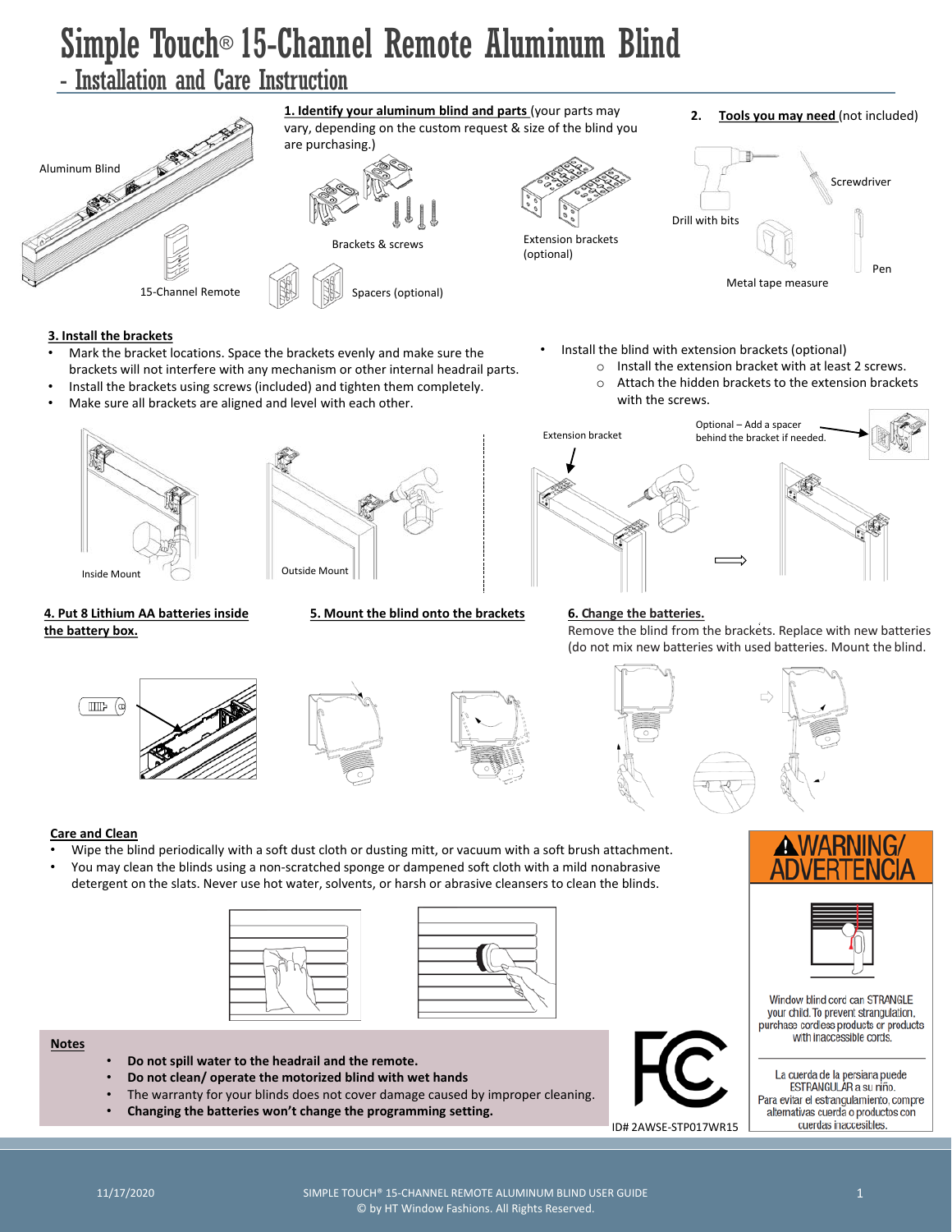# Simple Touch® 15-Channel Remote Aluminum Blind

## - Installation and Care Instruction

**1. Identify your aluminum blind and parts** (your parts may vary, depending on the custom request & size of the blind you are purchasing.)

Aluminum Blind

15-Channel Remote

Brackets & screws

Spacers (optional)

Extension brackets (optional)

**2. Tools you may need** (not included)

Drill with bits

Screwdriver

Metal tape measure

Pen

**3. Install the brackets**

- Mark the bracket locations. Space the brackets evenly and make sure the brackets will not interfere with any mechanism or other internal headrail parts.
- Install the brackets using screws (included) and tighten them completely.
- Make sure all brackets are aligned and level with each other.

Inside Mount

Outside Mount

- Install the blind with extension brackets (optional)
  - Install the extension bracket with at least 2 screws.
  - Attach the hidden brackets to the extension brackets with the screws.

Extension bracket

Optional – Add a spacer behind the bracket if needed.

**4. Put 8 Lithium AA batteries inside the battery box.**

**5. Mount the blind onto the brackets**

**6. Change the batteries.**

Remove the blind from the brackets. Replace with new batteries (do not mix new batteries with used batteries. Mount the blind.

**Care and Clean**

- Wipe the blind periodically with a soft dust cloth or dusting mitt, or vacuum with a soft brush attachment.
- You may clean the blinds using a non-scratched sponge or dampened soft cloth with a mild nonabrasive detergent on the slats. Never use hot water, solvents, or harsh or abrasive cleansers to clean the blinds.

**Notes**

- **Do not spill water to the headrail and the remote.**
- **Do not clean/ operate the motorized blind with wet hands**
- The warranty for your blinds does not cover damage caused by improper cleaning.
- **Changing the batteries won't change the programming setting.**

ID# 2AWSE-STP017WR15

**⚠WARNING/ ADVERTENCIA**

Window blind cord can STRANGLE your child. To prevent strangulation, purchase cordless products or products with inaccessible cords.

La cuerda de la persiana puede ESTRANGULAR a su niño. Para evitar el estrangulamiento, compre alternativas cuerda o productos con cuerdas inaccesibles.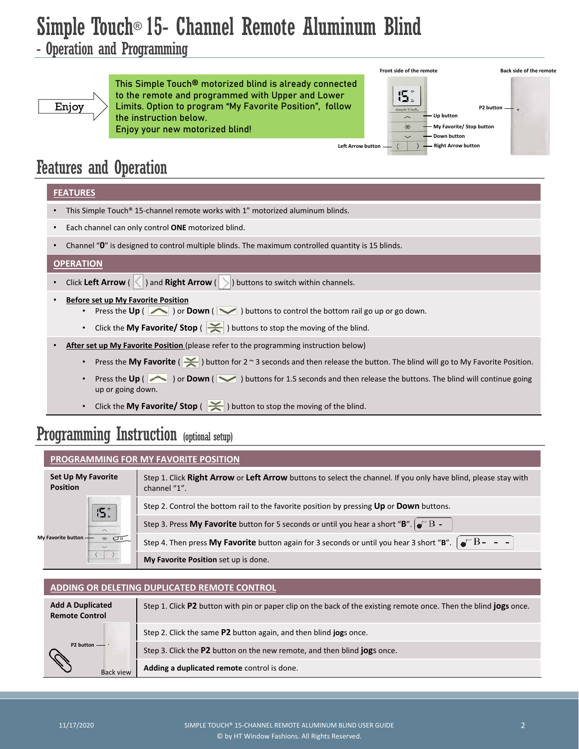# Simple Touch® 15- Channel Remote Aluminum Blind

## - Operation and Programming

Enjoy

This Simple Touch® motorized blind is already connected to the remote and programmed with Upper and Lower Limits. Option to program "My Favorite Position", follow the instruction below.
Enjoy your new motorized blind!

Front side of the remote — Up button, My Favorite/ Stop button, Down button, Left Arrow button, Right Arrow button

Back side of the remote — P2 button

# Features and Operation

### FEATURES

- This Simple Touch® 15-channel remote works with 1" motorized aluminum blinds.
- Each channel can only control **ONE** motorized blind.
- Channel "**0**" is designed to control multiple blinds. The maximum controlled quantity is 15 blinds.

### OPERATION

- Click **Left Arrow** ( ) and **Right Arrow** ( ) buttons to switch within channels.
- **Before set up My Favorite Position**
  - Press the **Up** ( ) or **Down** ( ) buttons to control the bottom rail go up or go down.
  - Click the **My Favorite/ Stop** ( ) buttons to stop the moving of the blind.
- **After set up My Favorite Position** (please refer to the programming instruction below)
  - Press the **My Favorite** ( ) button for 2 ~ 3 seconds and then release the button. The blind will go to My Favorite Position.
  - Press the **Up** ( ) or **Down** ( ) buttons for 1.5 seconds and then release the buttons. The blind will continue going up or going down.
  - Click the **My Favorite/ Stop** ( ) button to stop the moving of the blind.

# Programming Instruction (optional setup)

### PROGRAMMING FOR MY FAVORITE POSITION

| Set Up My Favorite Position | |
|---|---|
| My Favorite button | Step 1. Click **Right Arrow** or **Left Arrow** buttons to select the channel. If you only have blind, please stay with channel "1". |
| | Step 2. Control the bottom rail to the favorite position by pressing **Up** or **Down** buttons. |
| | Step 3. Press **My Favorite** button for 5 seconds or until you hear a short "**B**". B - |
| | Step 4. Then press **My Favorite** button again for 3 seconds or until you hear 3 short "**B**". B - - - |
| | **My Favorite Position** set up is done. |

### ADDING OR DELETING DUPLICATED REMOTE CONTROL

| Add A Duplicated Remote Control | |
|---|---|
| P2 button<br>Back view | Step 1. Click **P2** button with pin or paper clip on the back of the existing remote once. Then the blind **jogs** once. |
| | Step 2. Click the same **P2** button again, and then blind **jog**s once. |
| | Step 3. Click the **P2** button on the new remote, and then blind **jog**s once. |
| | **Adding a duplicated remote** control is done. |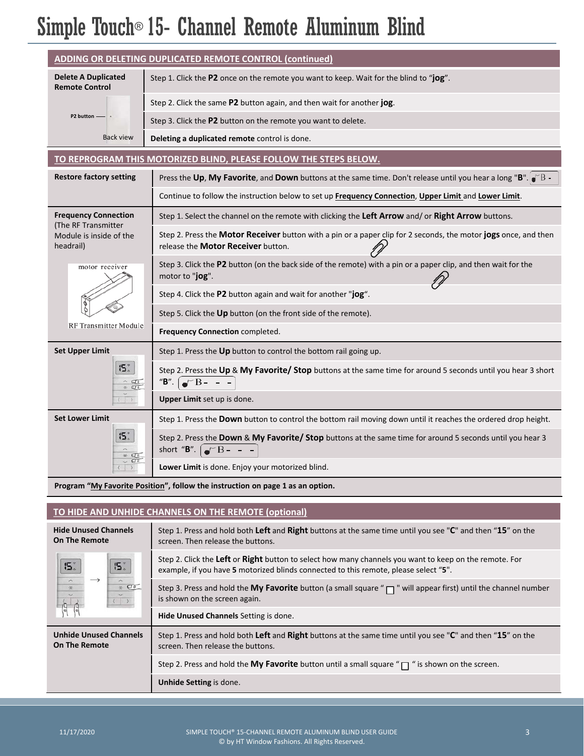# Simple Touch® 15- Channel Remote Aluminum Blind

## ADDING OR DELETING DUPLICATED REMOTE CONTROL (continued)

| Delete A Duplicated Remote Control | |
|---|---|
| P2 button — Back view | Step 1. Click the **P2** once on the remote you want to keep. Wait for the blind to "**jog**". |
| | Step 2. Click the same **P2** button again, and then wait for another **jog**. |
| | Step 3. Click the **P2** button on the remote you want to delete. |
| | **Deleting a duplicated remote** control is done. |

## TO REPROGRAM THIS MOTORIZED BLIND, PLEASE FOLLOW THE STEPS BELOW.

| | |
|---|---|
| **Restore factory setting** | Press the **Up**, **My Favorite**, and **Down** buttons at the same time. Don't release until you hear a long "**B**". B - |
| | Continue to follow the instruction below to set up **Frequency Connection**, **Upper Limit** and **Lower Limit**. |
| **Frequency Connection** (The RF Transmitter Module is inside of the headrail) | Step 1. Select the channel on the remote with clicking the **Left Arrow** and/ or **Right Arrow** buttons. |
| motor receiver | Step 2. Press the **Motor Receiver** button with a pin or a paper clip for 2 seconds, the motor **jogs** once, and then release the **Motor Receiver** button. |
| | Step 3. Click the **P2** button (on the back side of the remote) with a pin or a paper clip, and then wait for the motor to "**jog**". |
| | Step 4. Click the **P2** button again and wait for another "**jog**". |
| RF Transmitter Module | Step 5. Click the **Up** button (on the front side of the remote). |
| | **Frequency Connection** completed. |
| **Set Upper Limit** | Step 1. Press the **Up** button to control the bottom rail going up. |
| | Step 2. Press the **Up** & **My Favorite/ Stop** buttons at the same time for around 5 seconds until you hear 3 short "**B**". B - - - |
| | **Upper Limit** set up is done. |
| **Set Lower Limit** | Step 1. Press the **Down** button to control the bottom rail moving down until it reaches the ordered drop height. |
| | Step 2. Press the **Down** & **My Favorite/ Stop** buttons at the same time for around 5 seconds until you hear 3 short "**B**". B - - - |
| | **Lower Limit** is done. Enjoy your motorized blind. |

**Program "My Favorite Position", follow the instruction on page 1 as an option.**

## TO HIDE AND UNHIDE CHANNELS ON THE REMOTE (optional)

| | |
|---|---|
| **Hide Unused Channels On The Remote** | Step 1. Press and hold both **Left** and **Right** buttons at the same time until you see "**C**" and then "**15**" on the screen. Then release the buttons. |
| | Step 2. Click the **Left** or **Right** button to select how many channels you want to keep on the remote. For example, if you have **5** motorized blinds connected to this remote, please select "**5**". |
| | Step 3. Press and hold the **My Favorite** button (a small square " □ " will appear first) until the channel number is shown on the screen again. |
| | **Hide Unused Channels** Setting is done. |
| **Unhide Unused Channels On The Remote** | Step 1. Press and hold both **Left** and **Right** buttons at the same time until you see "**C**" and then "**15**" on the screen. Then release the buttons. |
| | Step 2. Press and hold the **My Favorite** button until a small square " □ " is shown on the screen. |
| | **Unhide Setting** is done. |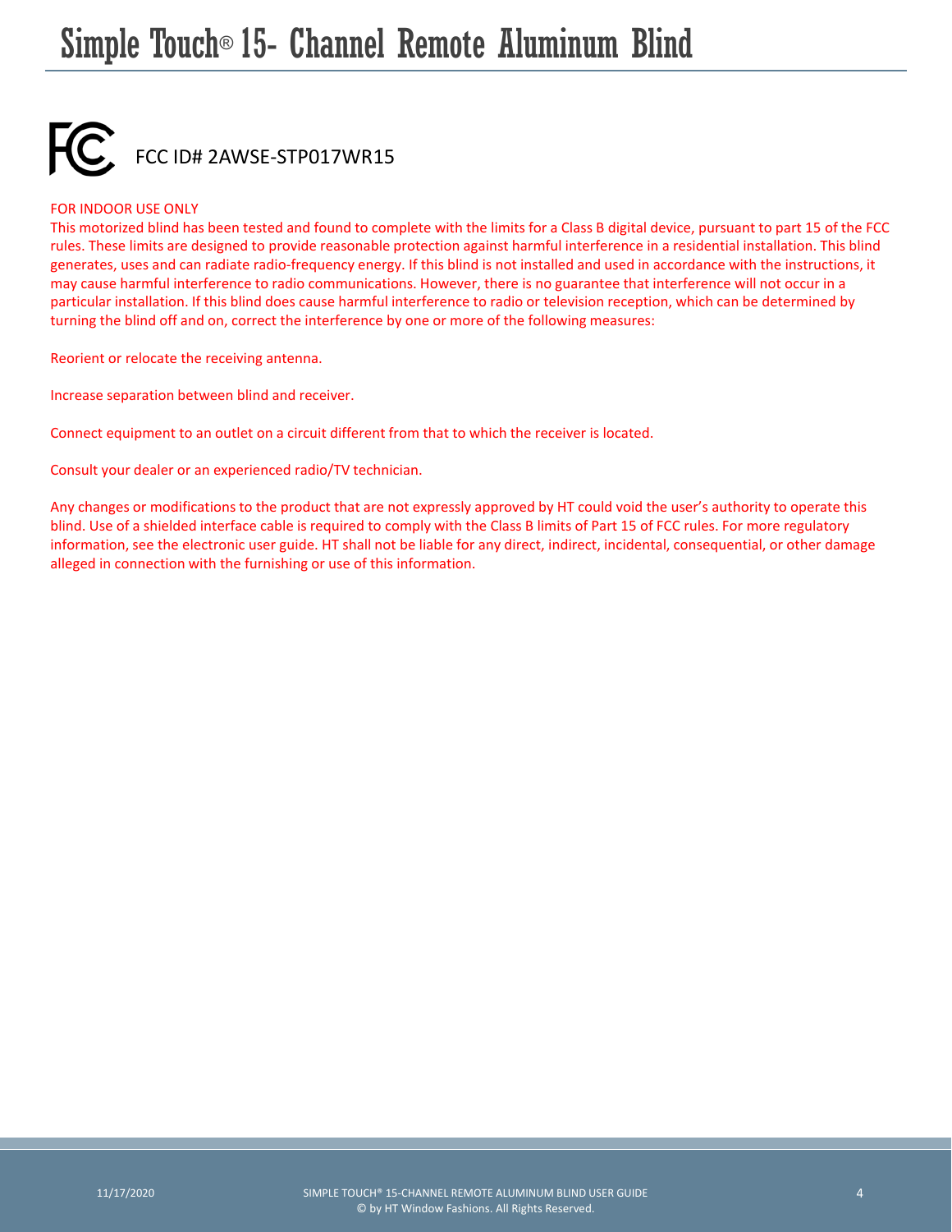FCC ID# 2AWSE-STP017WR15

FOR INDOOR USE ONLY

This motorized blind has been tested and found to complete with the limits for a Class B digital device, pursuant to part 15 of the FCC rules. These limits are designed to provide reasonable protection against harmful interference in a residential installation. This blind generates, uses and can radiate radio-frequency energy. If this blind is not installed and used in accordance with the instructions, it may cause harmful interference to radio communications. However, there is no guarantee that interference will not occur in a particular installation. If this blind does cause harmful interference to radio or television reception, which can be determined by turning the blind off and on, correct the interference by one or more of the following measures:

Reorient or relocate the receiving antenna.

Increase separation between blind and receiver.

Connect equipment to an outlet on a circuit different from that to which the receiver is located.

Consult your dealer or an experienced radio/TV technician.

Any changes or modifications to the product that are not expressly approved by HT could void the user's authority to operate this blind. Use of a shielded interface cable is required to comply with the Class B limits of Part 15 of FCC rules. For more regulatory information, see the electronic user guide. HT shall not be liable for any direct, indirect, incidental, consequential, or other damage alleged in connection with the furnishing or use of this information.